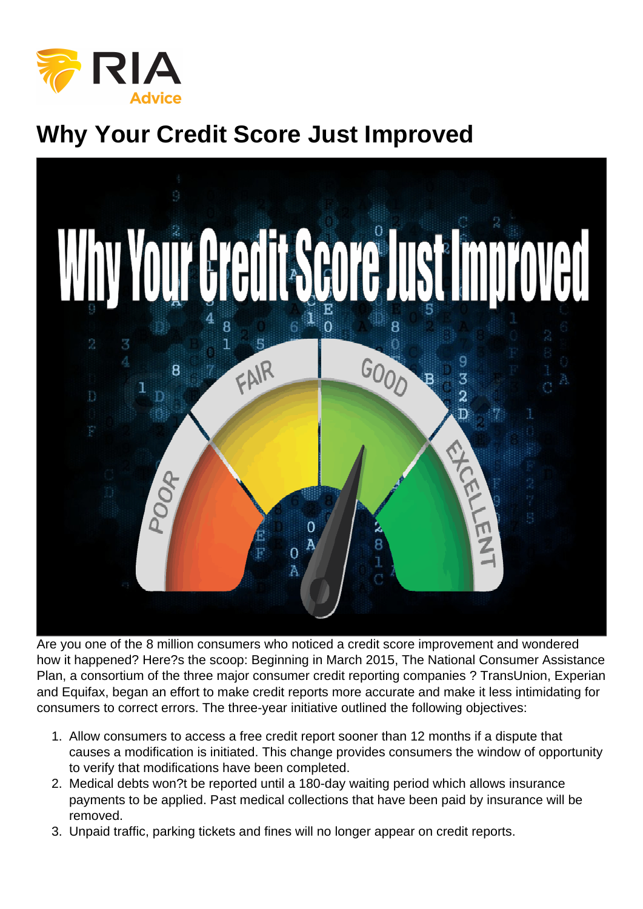# Why Your Credit Score Just Improved

Are you one of the 8 million consumers who noticed a credit score improvement and wondered how it happened? Here?s the scoop: Beginning in March 2015, The National Consumer Assistance Plan, a consortium of the three major consumer credit reporting companies ? TransUnion, Experian and Equifax, began an effort to make credit reports more accurate and make it less intimidating for consumers to correct errors. The three-year initiative outlined the following objectives:

1. Allow consumers to access a free credit report sooner than 12 months if a dispute that causes a modification is initiated. This change provides consumers the window of opportunity to verify that modifications have been completed.
2. Medical debts won?t be reported until a 180-day waiting period which allows insurance payments to be applied. Past medical collections that have been paid by insurance will be removed.
3. Unpaid traffic, parking tickets and fines will no longer appear on credit reports.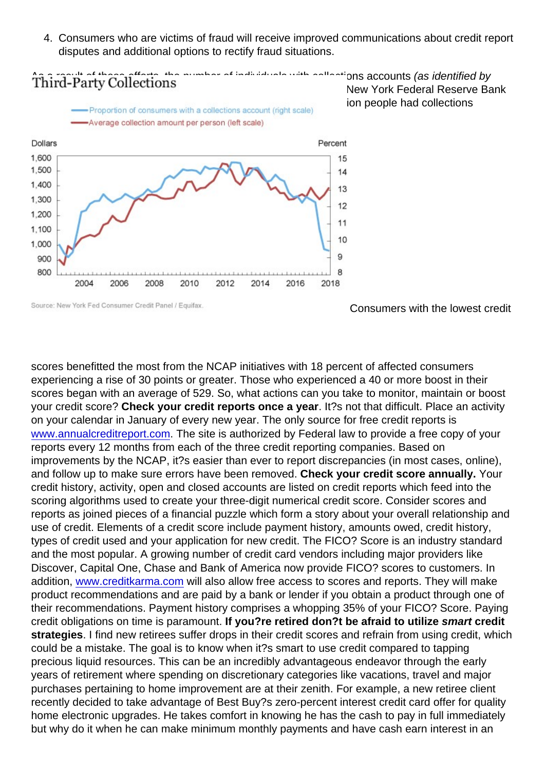4. Consumers who are victims of fraud will receive improved communications about credit report disputes and additional options to rectify fraud situations.

As a result of these efforts, the number of individuals with collections accounts *(as identified by* ... New York Federal Reserve Bank ... ion people had collections

Consumers with the lowest credit scores benefitted the most from the NCAP initiatives with 18 percent of affected consumers experiencing a rise of 30 points or greater. Those who experienced a 40 or more boost in their scores began with an average of 529. So, what actions can you take to monitor, maintain or boost your credit score? **Check your credit reports once a year**. It?s not that difficult. Place an activity on your calendar in January of every new year. The only source for free credit reports is [www.annualcreditreport.com](http://www.annualcreditreport.com). The site is authorized by Federal law to provide a free copy of your reports every 12 months from each of the three credit reporting companies. Based on improvements by the NCAP, it?s easier than ever to report discrepancies (in most cases, online), and follow up to make sure errors have been removed. **Check your credit score annually.** Your credit history, activity, open and closed accounts are listed on credit reports which feed into the scoring algorithms used to create your three-digit numerical credit score. Consider scores and reports as joined pieces of a financial puzzle which form a story about your overall relationship and use of credit. Elements of a credit score include payment history, amounts owed, credit history, types of credit used and your application for new credit. The FICO? Score is an industry standard and the most popular. A growing number of credit card vendors including major providers like Discover, Capital One, Chase and Bank of America now provide FICO? scores to customers. In addition, [www.creditkarma.com](http://www.creditkarma.com) will also allow free access to scores and reports. They will make product recommendations and are paid by a bank or lender if you obtain a product through one of their recommendations. Payment history comprises a whopping 35% of your FICO? Score. Paying credit obligations on time is paramount. **If you?re retired don?t be afraid to utilize *smart* credit strategies**. I find new retirees suffer drops in their credit scores and refrain from using credit, which could be a mistake. The goal is to know when it?s smart to use credit compared to tapping precious liquid resources. This can be an incredibly advantageous endeavor through the early years of retirement where spending on discretionary categories like vacations, travel and major purchases pertaining to home improvement are at their zenith. For example, a new retiree client recently decided to take advantage of Best Buy?s zero-percent interest credit card offer for quality home electronic upgrades. He takes comfort in knowing he has the cash to pay in full immediately but why do it when he can make minimum monthly payments and have cash earn interest in an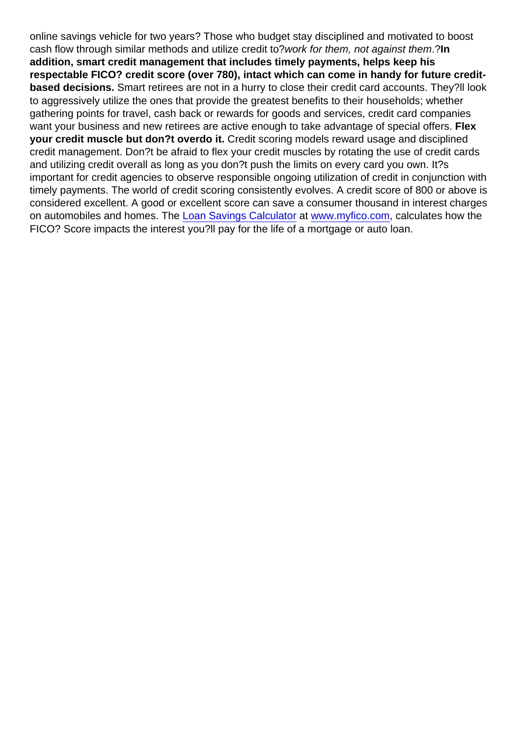online savings vehicle for two years? Those who budget stay disciplined and motivated to boost cash flow through similar methods and utilize credit to?*work for them, not against them*.?**In addition, smart credit management that includes timely payments, helps keep his respectable FICO? credit score (over 780), intact which can come in handy for future credit-based decisions.** Smart retirees are not in a hurry to close their credit card accounts. They?ll look to aggressively utilize the ones that provide the greatest benefits to their households; whether gathering points for travel, cash back or rewards for goods and services, credit card companies want your business and new retirees are active enough to take advantage of special offers. **Flex your credit muscle but don?t overdo it.** Credit scoring models reward usage and disciplined credit management. Don?t be afraid to flex your credit muscles by rotating the use of credit cards and utilizing credit overall as long as you don?t push the limits on every card you own. It?s important for credit agencies to observe responsible ongoing utilization of credit in conjunction with timely payments. The world of credit scoring consistently evolves. A credit score of 800 or above is considered excellent. A good or excellent score can save a consumer thousand in interest charges on automobiles and homes. The Loan Savings Calculator at www.myfico.com, calculates how the FICO? Score impacts the interest you?ll pay for the life of a mortgage or auto loan.